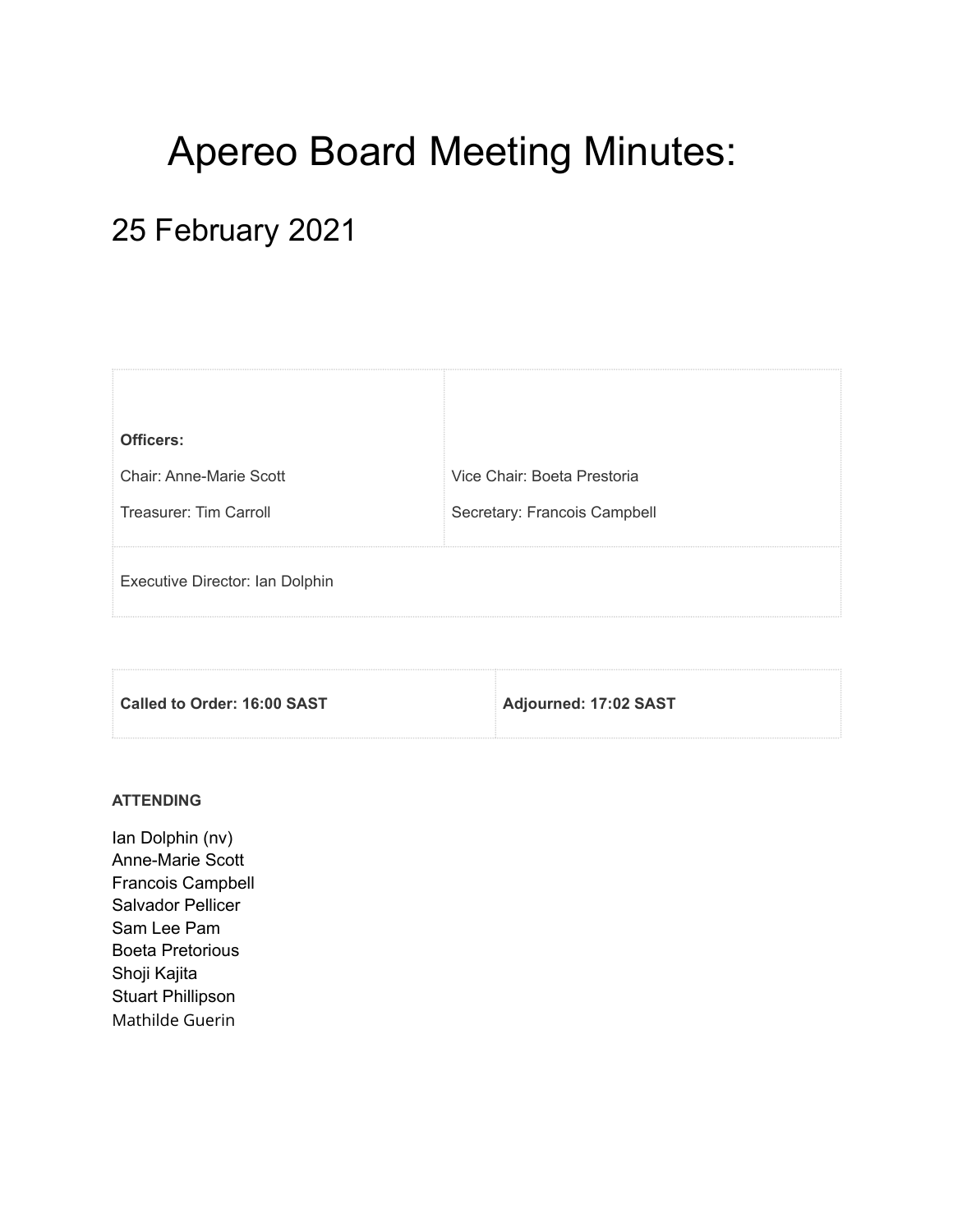# Apereo Board Meeting Minutes:

## 25 February 2021

| **Officers:** | |
|---|---|
| Chair: Anne-Marie Scott | Vice Chair: Boeta Prestoria |
| Treasurer: Tim Carroll | Secretary: Francois Campbell |
| Executive Director: Ian Dolphin | |

| **Called to Order: 16:00 SAST** | **Adjourned: 17:02 SAST** |
|---|---|

**ATTENDING**

Ian Dolphin (nv)
Anne-Marie Scott
Francois Campbell
Salvador Pellicer
Sam Lee Pam
Boeta Pretorious
Shoji Kajita
Stuart Phillipson
Mathilde Guerin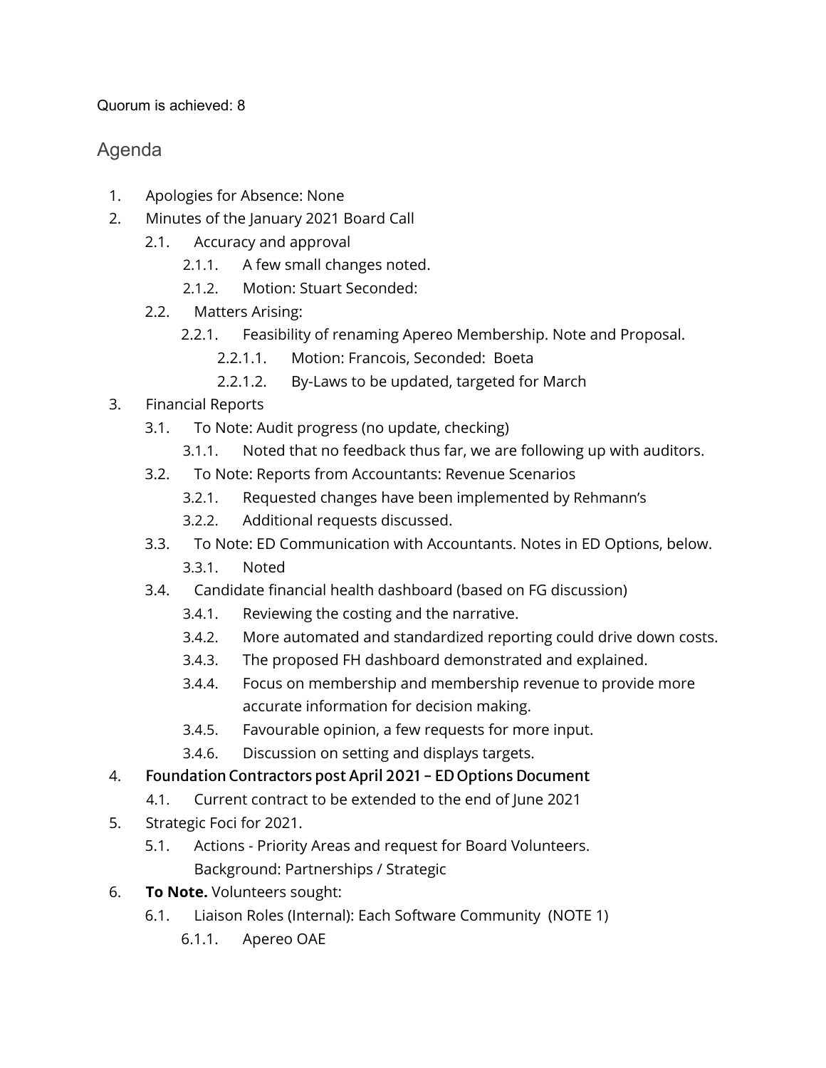Quorum is achieved: 8

## Agenda

1. Apologies for Absence: None
2. Minutes of the January 2021 Board Call
   - 2.1. Accuracy and approval
     - 2.1.1. A few small changes noted.
     - 2.1.2. Motion: Stuart Seconded:
   - 2.2. Matters Arising:
     - 2.2.1. Feasibility of renaming Apereo Membership. Note and Proposal.
       - 2.2.1.1. Motion: Francois, Seconded: Boeta
       - 2.2.1.2. By-Laws to be updated, targeted for March
3. Financial Reports
   - 3.1. To Note: Audit progress (no update, checking)
     - 3.1.1. Noted that no feedback thus far, we are following up with auditors.
   - 3.2. To Note: Reports from Accountants: Revenue Scenarios
     - 3.2.1. Requested changes have been implemented by Rehmann's
     - 3.2.2. Additional requests discussed.
   - 3.3. To Note: ED Communication with Accountants. Notes in ED Options, below.
     - 3.3.1. Noted
   - 3.4. Candidate financial health dashboard (based on FG discussion)
     - 3.4.1. Reviewing the costing and the narrative.
     - 3.4.2. More automated and standardized reporting could drive down costs.
     - 3.4.3. The proposed FH dashboard demonstrated and explained.
     - 3.4.4. Focus on membership and membership revenue to provide more accurate information for decision making.
     - 3.4.5. Favourable opinion, a few requests for more input.
     - 3.4.6. Discussion on setting and displays targets.
4. **Foundation Contractors post April 2021 – ED Options Document**
   - 4.1. Current contract to be extended to the end of June 2021
5. Strategic Foci for 2021.
   - 5.1. Actions - Priority Areas and request for Board Volunteers.
     Background: Partnerships / Strategic
6. **To Note.** Volunteers sought:
   - 6.1. Liaison Roles (Internal): Each Software Community (NOTE 1)
     - 6.1.1. Apereo OAE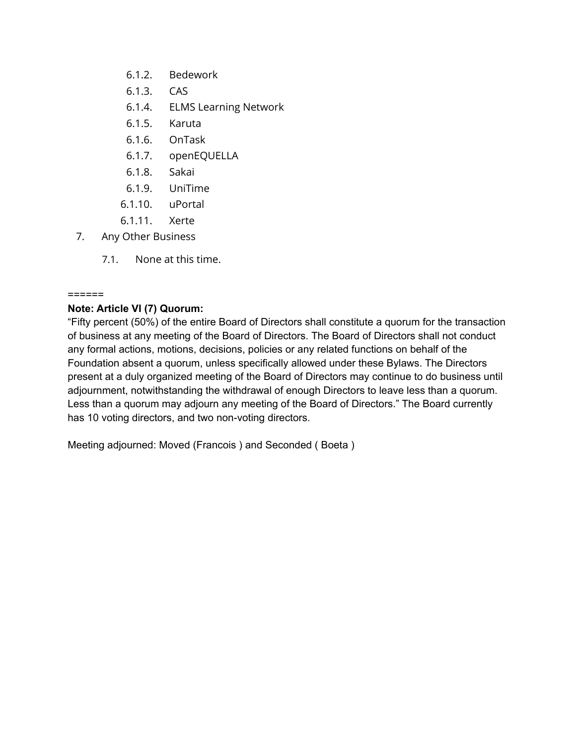- 6.1.2. Bedework
   - 6.1.3. CAS
   - 6.1.4. ELMS Learning Network
   - 6.1.5. Karuta
   - 6.1.6. OnTask
   - 6.1.7. openEQUELLA
   - 6.1.8. Sakai
   - 6.1.9. UniTime
   - 6.1.10. uPortal
   - 6.1.11. Xerte

7. Any Other Business

   7.1. None at this time.

======

**Note: Article VI (7) Quorum:**

"Fifty percent (50%) of the entire Board of Directors shall constitute a quorum for the transaction of business at any meeting of the Board of Directors. The Board of Directors shall not conduct any formal actions, motions, decisions, policies or any related functions on behalf of the Foundation absent a quorum, unless specifically allowed under these Bylaws. The Directors present at a duly organized meeting of the Board of Directors may continue to do business until adjournment, notwithstanding the withdrawal of enough Directors to leave less than a quorum. Less than a quorum may adjourn any meeting of the Board of Directors." The Board currently has 10 voting directors, and two non-voting directors.

Meeting adjourned: Moved (Francois ) and Seconded ( Boeta )